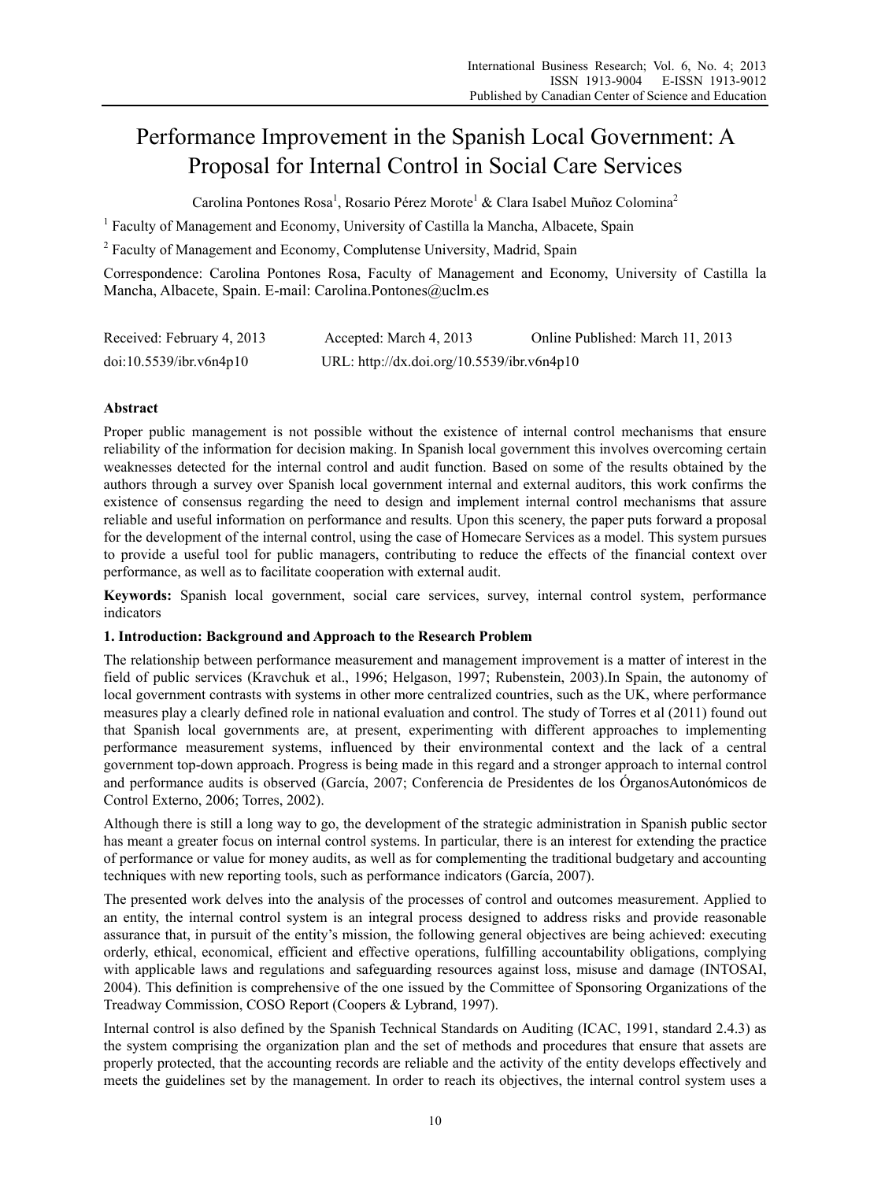# Performance Improvement in the Spanish Local Government: A Proposal for Internal Control in Social Care Services

Carolina Pontones Rosa[1], Rosario Pérez Morote[1] & Clara Isabel Muñoz Colomina[2]

[1] Faculty of Management and Economy, University of Castilla la Mancha, Albacete, Spain

[2] Faculty of Management and Economy, Complutense University, Madrid, Spain

Correspondence: Carolina Pontones Rosa, Faculty of Management and Economy, University of Castilla la Mancha, Albacete, Spain. E-mail: Carolina.Pontones@uclm.es

Received: February 4, 2013 Accepted: March 4, 2013 Online Published: March 11, 2013

doi:10.5539/ibr.v6n4p10 URL: http://dx.doi.org/10.5539/ibr.v6n4p10

## Abstract

Proper public management is not possible without the existence of internal control mechanisms that ensure reliability of the information for decision making. In Spanish local government this involves overcoming certain weaknesses detected for the internal control and audit function. Based on some of the results obtained by the authors through a survey over Spanish local government internal and external auditors, this work confirms the existence of consensus regarding the need to design and implement internal control mechanisms that assure reliable and useful information on performance and results. Upon this scenery, the paper puts forward a proposal for the development of the internal control, using the case of Homecare Services as a model. This system pursues to provide a useful tool for public managers, contributing to reduce the effects of the financial context over performance, as well as to facilitate cooperation with external audit.

**Keywords:** Spanish local government, social care services, survey, internal control system, performance indicators

## 1. Introduction: Background and Approach to the Research Problem

The relationship between performance measurement and management improvement is a matter of interest in the field of public services (Kravchuk et al., 1996; Helgason, 1997; Rubenstein, 2003).In Spain, the autonomy of local government contrasts with systems in other more centralized countries, such as the UK, where performance measures play a clearly defined role in national evaluation and control. The study of Torres et al (2011) found out that Spanish local governments are, at present, experimenting with different approaches to implementing performance measurement systems, influenced by their environmental context and the lack of a central government top-down approach. Progress is being made in this regard and a stronger approach to internal control and performance audits is observed (García, 2007; Conferencia de Presidentes de los ÓrganosAutonómicos de Control Externo, 2006; Torres, 2002).

Although there is still a long way to go, the development of the strategic administration in Spanish public sector has meant a greater focus on internal control systems. In particular, there is an interest for extending the practice of performance or value for money audits, as well as for complementing the traditional budgetary and accounting techniques with new reporting tools, such as performance indicators (García, 2007).

The presented work delves into the analysis of the processes of control and outcomes measurement. Applied to an entity, the internal control system is an integral process designed to address risks and provide reasonable assurance that, in pursuit of the entity's mission, the following general objectives are being achieved: executing orderly, ethical, economical, efficient and effective operations, fulfilling accountability obligations, complying with applicable laws and regulations and safeguarding resources against loss, misuse and damage (INTOSAI, 2004). This definition is comprehensive of the one issued by the Committee of Sponsoring Organizations of the Treadway Commission, COSO Report (Coopers & Lybrand, 1997).

Internal control is also defined by the Spanish Technical Standards on Auditing (ICAC, 1991, standard 2.4.3) as the system comprising the organization plan and the set of methods and procedures that ensure that assets are properly protected, that the accounting records are reliable and the activity of the entity develops effectively and meets the guidelines set by the management. In order to reach its objectives, the internal control system uses a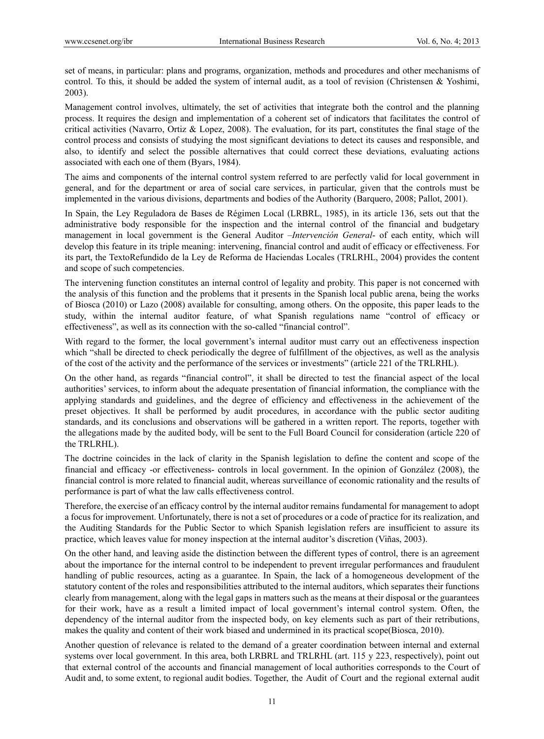set of means, in particular: plans and programs, organization, methods and procedures and other mechanisms of control. To this, it should be added the system of internal audit, as a tool of revision (Christensen & Yoshimi, 2003).

Management control involves, ultimately, the set of activities that integrate both the control and the planning process. It requires the design and implementation of a coherent set of indicators that facilitates the control of critical activities (Navarro, Ortiz & Lopez, 2008). The evaluation, for its part, constitutes the final stage of the control process and consists of studying the most significant deviations to detect its causes and responsible, and also, to identify and select the possible alternatives that could correct these deviations, evaluating actions associated with each one of them (Byars, 1984).

The aims and components of the internal control system referred to are perfectly valid for local government in general, and for the department or area of social care services, in particular, given that the controls must be implemented in the various divisions, departments and bodies of the Authority (Barquero, 2008; Pallot, 2001).

In Spain, the Ley Reguladora de Bases de Régimen Local (LRBRL, 1985), in its article 136, sets out that the administrative body responsible for the inspection and the internal control of the financial and budgetary management in local government is the General Auditor –*Intervención General*- of each entity, which will develop this feature in its triple meaning: intervening, financial control and audit of efficacy or effectiveness. For its part, the TextoRefundido de la Ley de Reforma de Haciendas Locales (TRLRHL, 2004) provides the content and scope of such competencies.

The intervening function constitutes an internal control of legality and probity. This paper is not concerned with the analysis of this function and the problems that it presents in the Spanish local public arena, being the works of Biosca (2010) or Lazo (2008) available for consulting, among others. On the opposite, this paper leads to the study, within the internal auditor feature, of what Spanish regulations name "control of efficacy or effectiveness", as well as its connection with the so-called "financial control".

With regard to the former, the local government's internal auditor must carry out an effectiveness inspection which "shall be directed to check periodically the degree of fulfillment of the objectives, as well as the analysis of the cost of the activity and the performance of the services or investments" (article 221 of the TRLRHL).

On the other hand, as regards "financial control", it shall be directed to test the financial aspect of the local authorities' services, to inform about the adequate presentation of financial information, the compliance with the applying standards and guidelines, and the degree of efficiency and effectiveness in the achievement of the preset objectives. It shall be performed by audit procedures, in accordance with the public sector auditing standards, and its conclusions and observations will be gathered in a written report. The reports, together with the allegations made by the audited body, will be sent to the Full Board Council for consideration (article 220 of the TRLRHL).

The doctrine coincides in the lack of clarity in the Spanish legislation to define the content and scope of the financial and efficacy -or effectiveness- controls in local government. In the opinion of González (2008), the financial control is more related to financial audit, whereas surveillance of economic rationality and the results of performance is part of what the law calls effectiveness control.

Therefore, the exercise of an efficacy control by the internal auditor remains fundamental for management to adopt a focus for improvement. Unfortunately, there is not a set of procedures or a code of practice for its realization, and the Auditing Standards for the Public Sector to which Spanish legislation refers are insufficient to assure its practice, which leaves value for money inspection at the internal auditor's discretion (Viñas, 2003).

On the other hand, and leaving aside the distinction between the different types of control, there is an agreement about the importance for the internal control to be independent to prevent irregular performances and fraudulent handling of public resources, acting as a guarantee. In Spain, the lack of a homogeneous development of the statutory content of the roles and responsibilities attributed to the internal auditors, which separates their functions clearly from management, along with the legal gaps in matters such as the means at their disposal or the guarantees for their work, have as a result a limited impact of local government's internal control system. Often, the dependency of the internal auditor from the inspected body, on key elements such as part of their retributions, makes the quality and content of their work biased and undermined in its practical scope(Biosca, 2010).

Another question of relevance is related to the demand of a greater coordination between internal and external systems over local government. In this area, both LRBRL and TRLRHL (art. 115 y 223, respectively), point out that external control of the accounts and financial management of local authorities corresponds to the Court of Audit and, to some extent, to regional audit bodies. Together, the Audit of Court and the regional external audit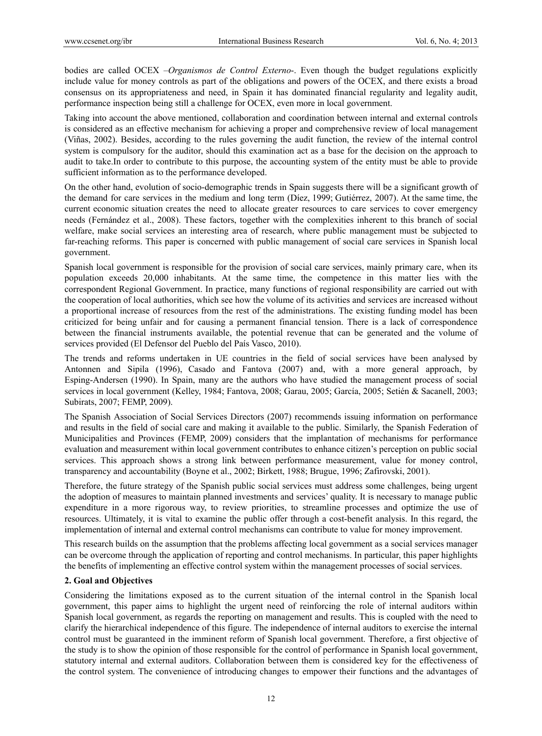bodies are called OCEX –*Organismos de Control Externo*-. Even though the budget regulations explicitly include value for money controls as part of the obligations and powers of the OCEX, and there exists a broad consensus on its appropriateness and need, in Spain it has dominated financial regularity and legality audit, performance inspection being still a challenge for OCEX, even more in local government.

Taking into account the above mentioned, collaboration and coordination between internal and external controls is considered as an effective mechanism for achieving a proper and comprehensive review of local management (Viñas, 2002). Besides, according to the rules governing the audit function, the review of the internal control system is compulsory for the auditor, should this examination act as a base for the decision on the approach to audit to take.In order to contribute to this purpose, the accounting system of the entity must be able to provide sufficient information as to the performance developed.

On the other hand, evolution of socio-demographic trends in Spain suggests there will be a significant growth of the demand for care services in the medium and long term (Díez, 1999; Gutiérrez, 2007). At the same time, the current economic situation creates the need to allocate greater resources to care services to cover emergency needs (Fernández et al., 2008). These factors, together with the complexities inherent to this branch of social welfare, make social services an interesting area of research, where public management must be subjected to far-reaching reforms. This paper is concerned with public management of social care services in Spanish local government.

Spanish local government is responsible for the provision of social care services, mainly primary care, when its population exceeds 20,000 inhabitants. At the same time, the competence in this matter lies with the correspondent Regional Government. In practice, many functions of regional responsibility are carried out with the cooperation of local authorities, which see how the volume of its activities and services are increased without a proportional increase of resources from the rest of the administrations. The existing funding model has been criticized for being unfair and for causing a permanent financial tension. There is a lack of correspondence between the financial instruments available, the potential revenue that can be generated and the volume of services provided (El Defensor del Pueblo del País Vasco, 2010).

The trends and reforms undertaken in UE countries in the field of social services have been analysed by Antonnen and Sipila (1996), Casado and Fantova (2007) and, with a more general approach, by Esping-Andersen (1990). In Spain, many are the authors who have studied the management process of social services in local government (Kelley, 1984; Fantova, 2008; Garau, 2005; García, 2005; Setién & Sacanell, 2003; Subirats, 2007; FEMP, 2009).

The Spanish Association of Social Services Directors (2007) recommends issuing information on performance and results in the field of social care and making it available to the public. Similarly, the Spanish Federation of Municipalities and Provinces (FEMP, 2009) considers that the implantation of mechanisms for performance evaluation and measurement within local government contributes to enhance citizen's perception on public social services. This approach shows a strong link between performance measurement, value for money control, transparency and accountability (Boyne et al., 2002; Birkett, 1988; Brugue, 1996; Zafirovski, 2001).

Therefore, the future strategy of the Spanish public social services must address some challenges, being urgent the adoption of measures to maintain planned investments and services' quality. It is necessary to manage public expenditure in a more rigorous way, to review priorities, to streamline processes and optimize the use of resources. Ultimately, it is vital to examine the public offer through a cost-benefit analysis. In this regard, the implementation of internal and external control mechanisms can contribute to value for money improvement.

This research builds on the assumption that the problems affecting local government as a social services manager can be overcome through the application of reporting and control mechanisms. In particular, this paper highlights the benefits of implementing an effective control system within the management processes of social services.

## 2. Goal and Objectives

Considering the limitations exposed as to the current situation of the internal control in the Spanish local government, this paper aims to highlight the urgent need of reinforcing the role of internal auditors within Spanish local government, as regards the reporting on management and results. This is coupled with the need to clarify the hierarchical independence of this figure. The independence of internal auditors to exercise the internal control must be guaranteed in the imminent reform of Spanish local government. Therefore, a first objective of the study is to show the opinion of those responsible for the control of performance in Spanish local government, statutory internal and external auditors. Collaboration between them is considered key for the effectiveness of the control system. The convenience of introducing changes to empower their functions and the advantages of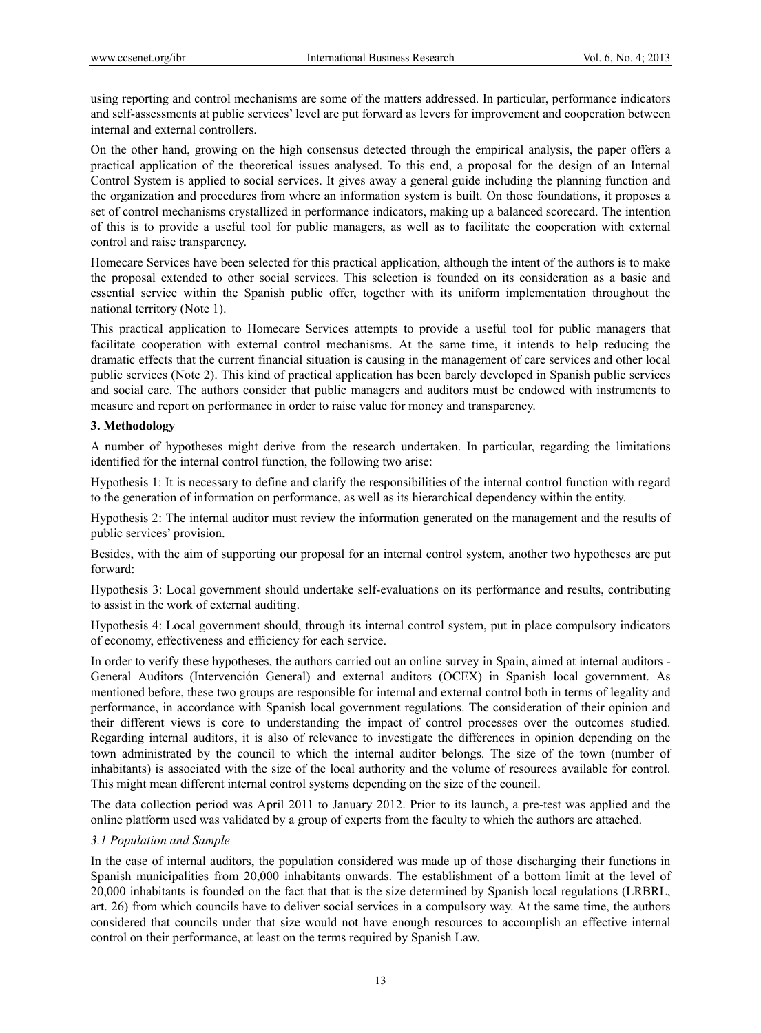using reporting and control mechanisms are some of the matters addressed. In particular, performance indicators and self-assessments at public services' level are put forward as levers for improvement and cooperation between internal and external controllers.

On the other hand, growing on the high consensus detected through the empirical analysis, the paper offers a practical application of the theoretical issues analysed. To this end, a proposal for the design of an Internal Control System is applied to social services. It gives away a general guide including the planning function and the organization and procedures from where an information system is built. On those foundations, it proposes a set of control mechanisms crystallized in performance indicators, making up a balanced scorecard. The intention of this is to provide a useful tool for public managers, as well as to facilitate the cooperation with external control and raise transparency.

Homecare Services have been selected for this practical application, although the intent of the authors is to make the proposal extended to other social services. This selection is founded on its consideration as a basic and essential service within the Spanish public offer, together with its uniform implementation throughout the national territory (Note 1).

This practical application to Homecare Services attempts to provide a useful tool for public managers that facilitate cooperation with external control mechanisms. At the same time, it intends to help reducing the dramatic effects that the current financial situation is causing in the management of care services and other local public services (Note 2). This kind of practical application has been barely developed in Spanish public services and social care. The authors consider that public managers and auditors must be endowed with instruments to measure and report on performance in order to raise value for money and transparency.

## 3. Methodology

A number of hypotheses might derive from the research undertaken. In particular, regarding the limitations identified for the internal control function, the following two arise:

Hypothesis 1: It is necessary to define and clarify the responsibilities of the internal control function with regard to the generation of information on performance, as well as its hierarchical dependency within the entity.

Hypothesis 2: The internal auditor must review the information generated on the management and the results of public services' provision.

Besides, with the aim of supporting our proposal for an internal control system, another two hypotheses are put forward:

Hypothesis 3: Local government should undertake self-evaluations on its performance and results, contributing to assist in the work of external auditing.

Hypothesis 4: Local government should, through its internal control system, put in place compulsory indicators of economy, effectiveness and efficiency for each service.

In order to verify these hypotheses, the authors carried out an online survey in Spain, aimed at internal auditors - General Auditors (Intervención General) and external auditors (OCEX) in Spanish local government. As mentioned before, these two groups are responsible for internal and external control both in terms of legality and performance, in accordance with Spanish local government regulations. The consideration of their opinion and their different views is core to understanding the impact of control processes over the outcomes studied. Regarding internal auditors, it is also of relevance to investigate the differences in opinion depending on the town administrated by the council to which the internal auditor belongs. The size of the town (number of inhabitants) is associated with the size of the local authority and the volume of resources available for control. This might mean different internal control systems depending on the size of the council.

The data collection period was April 2011 to January 2012. Prior to its launch, a pre-test was applied and the online platform used was validated by a group of experts from the faculty to which the authors are attached.

### *3.1 Population and Sample*

In the case of internal auditors, the population considered was made up of those discharging their functions in Spanish municipalities from 20,000 inhabitants onwards. The establishment of a bottom limit at the level of 20,000 inhabitants is founded on the fact that that is the size determined by Spanish local regulations (LRBRL, art. 26) from which councils have to deliver social services in a compulsory way. At the same time, the authors considered that councils under that size would not have enough resources to accomplish an effective internal control on their performance, at least on the terms required by Spanish Law.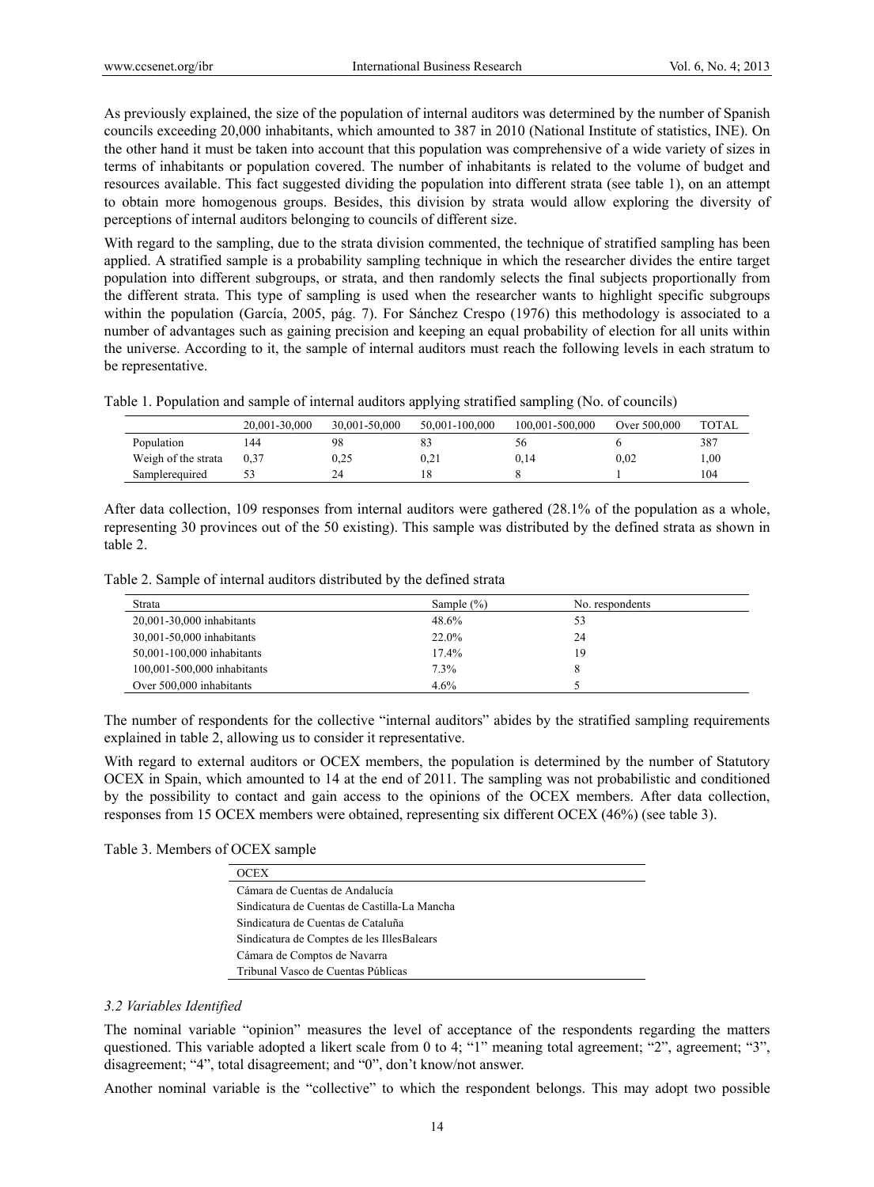As previously explained, the size of the population of internal auditors was determined by the number of Spanish councils exceeding 20,000 inhabitants, which amounted to 387 in 2010 (National Institute of statistics, INE). On the other hand it must be taken into account that this population was comprehensive of a wide variety of sizes in terms of inhabitants or population covered. The number of inhabitants is related to the volume of budget and resources available. This fact suggested dividing the population into different strata (see table 1), on an attempt to obtain more homogenous groups. Besides, this division by strata would allow exploring the diversity of perceptions of internal auditors belonging to councils of different size.

With regard to the sampling, due to the strata division commented, the technique of stratified sampling has been applied. A stratified sample is a probability sampling technique in which the researcher divides the entire target population into different subgroups, or strata, and then randomly selects the final subjects proportionally from the different strata. This type of sampling is used when the researcher wants to highlight specific subgroups within the population (García, 2005, pág. 7). For Sánchez Crespo (1976) this methodology is associated to a number of advantages such as gaining precision and keeping an equal probability of election for all units within the universe. According to it, the sample of internal auditors must reach the following levels in each stratum to be representative.

Table 1. Population and sample of internal auditors applying stratified sampling (No. of councils)

| | 20,001-30,000 | 30,001-50,000 | 50,001-100,000 | 100,001-500,000 | Over 500,000 | TOTAL |
|---|---|---|---|---|---|---|
| Population | 144 | 98 | 83 | 56 | 6 | 387 |
| Weigh of the strata | 0,37 | 0,25 | 0,21 | 0,14 | 0,02 | 1,00 |
| Samplerequired | 53 | 24 | 18 | 8 | 1 | 104 |

After data collection, 109 responses from internal auditors were gathered (28.1% of the population as a whole, representing 30 provinces out of the 50 existing). This sample was distributed by the defined strata as shown in table 2.

Table 2. Sample of internal auditors distributed by the defined strata

| Strata | Sample (%) | No. respondents |
|---|---|---|
| 20,001-30,000 inhabitants | 48.6% | 53 |
| 30,001-50,000 inhabitants | 22.0% | 24 |
| 50,001-100,000 inhabitants | 17.4% | 19 |
| 100,001-500,000 inhabitants | 7.3% | 8 |
| Over 500,000 inhabitants | 4.6% | 5 |

The number of respondents for the collective "internal auditors" abides by the stratified sampling requirements explained in table 2, allowing us to consider it representative.

With regard to external auditors or OCEX members, the population is determined by the number of Statutory OCEX in Spain, which amounted to 14 at the end of 2011. The sampling was not probabilistic and conditioned by the possibility to contact and gain access to the opinions of the OCEX members. After data collection, responses from 15 OCEX members were obtained, representing six different OCEX (46%) (see table 3).

Table 3. Members of OCEX sample

| OCEX |
|---|
| Cámara de Cuentas de Andalucía |
| Sindicatura de Cuentas de Castilla-La Mancha |
| Sindicatura de Cuentas de Cataluña |
| Sindicatura de Comptes de les IllesBalears |
| Cámara de Comptos de Navarra |
| Tribunal Vasco de Cuentas Públicas |

### 3.2 Variables Identified

The nominal variable "opinion" measures the level of acceptance of the respondents regarding the matters questioned. This variable adopted a likert scale from 0 to 4; "1" meaning total agreement; "2", agreement; "3", disagreement; "4", total disagreement; and "0", don't know/not answer.

Another nominal variable is the "collective" to which the respondent belongs. This may adopt two possible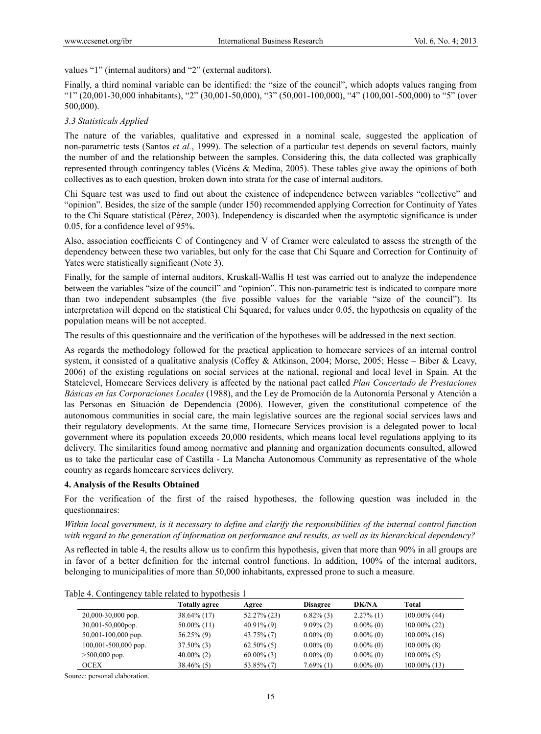values "1" (internal auditors) and "2" (external auditors).

Finally, a third nominal variable can be identified: the "size of the council", which adopts values ranging from "1" (20,001-30,000 inhabitants), "2" (30,001-50,000), "3" (50,001-100,000), "4" (100,001-500,000) to "5" (over 500,000).

### 3.3 Statisticals Applied

The nature of the variables, qualitative and expressed in a nominal scale, suggested the application of non-parametric tests (Santos *et al.*, 1999). The selection of a particular test depends on several factors, mainly the number of and the relationship between the samples. Considering this, the data collected was graphically represented through contingency tables (Vicéns & Medina, 2005). These tables give away the opinions of both collectives as to each question, broken down into strata for the case of internal auditors.

Chi Square test was used to find out about the existence of independence between variables "collective" and "opinion". Besides, the size of the sample (under 150) recommended applying Correction for Continuity of Yates to the Chi Square statistical (Pérez, 2003). Independency is discarded when the asymptotic significance is under 0.05, for a confidence level of 95%.

Also, association coefficients C of Contingency and V of Cramer were calculated to assess the strength of the dependency between these two variables, but only for the case that Chi Square and Correction for Continuity of Yates were statistically significant (Note 3).

Finally, for the sample of internal auditors, Kruskall-Wallis H test was carried out to analyze the independence between the variables "size of the council" and "opinion". This non-parametric test is indicated to compare more than two independent subsamples (the five possible values for the variable "size of the council"). Its interpretation will depend on the statistical Chi Squared; for values under 0.05, the hypothesis on equality of the population means will be not accepted.

The results of this questionnaire and the verification of the hypotheses will be addressed in the next section.

As regards the methodology followed for the practical application to homecare services of an internal control system, it consisted of a qualitative analysis (Coffey & Atkinson, 2004; Morse, 2005; Hesse – Biber & Leavy, 2006) of the existing regulations on social services at the national, regional and local level in Spain. At the Statelevel, Homecare Services delivery is affected by the national pact called *Plan Concertado de Prestaciones Básicas en las Corporaciones Locales* (1988), and the Ley de Promoción de la Autonomía Personal y Atención a las Personas en Situación de Dependencia (2006). However, given the constitutional competence of the autonomous communities in social care, the main legislative sources are the regional social services laws and their regulatory developments. At the same time, Homecare Services provision is a delegated power to local government where its population exceeds 20,000 residents, which means local level regulations applying to its delivery. The similarities found among normative and planning and organization documents consulted, allowed us to take the particular case of Castilla - La Mancha Autonomous Community as representative of the whole country as regards homecare services delivery.

## 4. Analysis of the Results Obtained

For the verification of the first of the raised hypotheses, the following question was included in the questionnaires:

*Within local government, is it necessary to define and clarify the responsibilities of the internal control function with regard to the generation of information on performance and results, as well as its hierarchical dependency?*

As reflected in table 4, the results allow us to confirm this hypothesis, given that more than 90% in all groups are in favor of a better definition for the internal control functions. In addition, 100% of the internal auditors, belonging to municipalities of more than 50,000 inhabitants, expressed prone to such a measure.

Table 4. Contingency table related to hypothesis 1

| | Totally agree | Agree | Disagree | DK/NA | Total |
|---|---|---|---|---|---|
| 20,000-30,000 pop. | 38.64% (17) | 52.27% (23) | 6.82% (3) | 2.27% (1) | 100.00% (44) |
| 30,001-50,000pop. | 50.00% (11) | 40.91% (9) | 9.09% (2) | 0.00% (0) | 100.00% (22) |
| 50,001-100,000 pop. | 56.25% (9) | 43.75% (7) | 0.00% (0) | 0.00% (0) | 100.00% (16) |
| 100,001-500,000 pop. | 37.50% (3) | 62.50% (5) | 0.00% (0) | 0.00% (0) | 100.00% (8) |
| >500,000 pop. | 40.00% (2) | 60.00% (3) | 0.00% (0) | 0.00% (0) | 100.00% (5) |
| OCEX | 38.46% (5) | 53.85% (7) | 7.69% (1) | 0.00% (0) | 100.00% (13) |

Source: personal elaboration.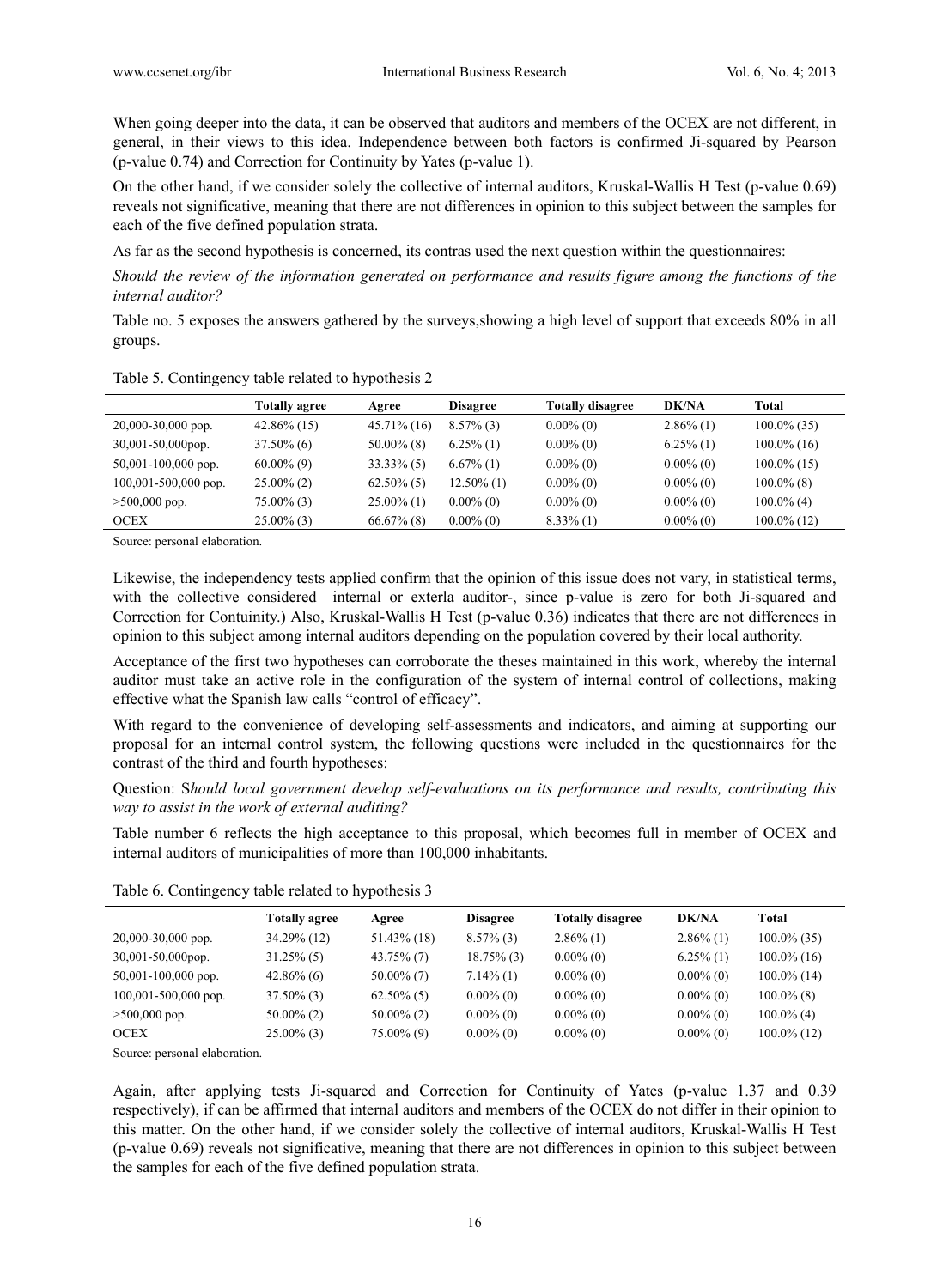When going deeper into the data, it can be observed that auditors and members of the OCEX are not different, in general, in their views to this idea. Independence between both factors is confirmed Ji-squared by Pearson (p-value 0.74) and Correction for Continuity by Yates (p-value 1).

On the other hand, if we consider solely the collective of internal auditors, Kruskal-Wallis H Test (p-value 0.69) reveals not significative, meaning that there are not differences in opinion to this subject between the samples for each of the five defined population strata.

As far as the second hypothesis is concerned, its contras used the next question within the questionnaires:

*Should the review of the information generated on performance and results figure among the functions of the internal auditor?*

Table no. 5 exposes the answers gathered by the surveys,showing a high level of support that exceeds 80% in all groups.

Table 5. Contingency table related to hypothesis 2

| | Totally agree | Agree | Disagree | Totally disagree | DK/NA | Total |
|---|---|---|---|---|---|---|
| 20,000-30,000 pop. | 42.86% (15) | 45.71% (16) | 8.57% (3) | 0.00% (0) | 2.86% (1) | 100.0% (35) |
| 30,001-50,000pop. | 37.50% (6) | 50.00% (8) | 6.25% (1) | 0.00% (0) | 6.25% (1) | 100.0% (16) |
| 50,001-100,000 pop. | 60.00% (9) | 33.33% (5) | 6.67% (1) | 0.00% (0) | 0.00% (0) | 100.0% (15) |
| 100,001-500,000 pop. | 25.00% (2) | 62.50% (5) | 12.50% (1) | 0.00% (0) | 0.00% (0) | 100.0% (8) |
| >500,000 pop. | 75.00% (3) | 25.00% (1) | 0.00% (0) | 0.00% (0) | 0.00% (0) | 100.0% (4) |
| OCEX | 25.00% (3) | 66.67% (8) | 0.00% (0) | 8.33% (1) | 0.00% (0) | 100.0% (12) |

Source: personal elaboration.

Likewise, the independency tests applied confirm that the opinion of this issue does not vary, in statistical terms, with the collective considered –internal or exterla auditor-, since p-value is zero for both Ji-squared and Correction for Contuinity.) Also, Kruskal-Wallis H Test (p-value 0.36) indicates that there are not differences in opinion to this subject among internal auditors depending on the population covered by their local authority.

Acceptance of the first two hypotheses can corroborate the theses maintained in this work, whereby the internal auditor must take an active role in the configuration of the system of internal control of collections, making effective what the Spanish law calls "control of efficacy".

With regard to the convenience of developing self-assessments and indicators, and aiming at supporting our proposal for an internal control system, the following questions were included in the questionnaires for the contrast of the third and fourth hypotheses:

Question: S*hould local government develop self-evaluations on its performance and results, contributing this way to assist in the work of external auditing?*

Table number 6 reflects the high acceptance to this proposal, which becomes full in member of OCEX and internal auditors of municipalities of more than 100,000 inhabitants.

Table 6. Contingency table related to hypothesis 3

| | Totally agree | Agree | Disagree | Totally disagree | DK/NA | Total |
|---|---|---|---|---|---|---|
| 20,000-30,000 pop. | 34.29% (12) | 51.43% (18) | 8.57% (3) | 2.86% (1) | 2.86% (1) | 100.0% (35) |
| 30,001-50,000pop. | 31.25% (5) | 43.75% (7) | 18.75% (3) | 0.00% (0) | 6.25% (1) | 100.0% (16) |
| 50,001-100,000 pop. | 42.86% (6) | 50.00% (7) | 7.14% (1) | 0.00% (0) | 0.00% (0) | 100.0% (14) |
| 100,001-500,000 pop. | 37.50% (3) | 62.50% (5) | 0.00% (0) | 0.00% (0) | 0.00% (0) | 100.0% (8) |
| >500,000 pop. | 50.00% (2) | 50.00% (2) | 0.00% (0) | 0.00% (0) | 0.00% (0) | 100.0% (4) |
| OCEX | 25.00% (3) | 75.00% (9) | 0.00% (0) | 0.00% (0) | 0.00% (0) | 100.0% (12) |

Source: personal elaboration.

Again, after applying tests Ji-squared and Correction for Continuity of Yates (p-value 1.37 and 0.39 respectively), if can be affirmed that internal auditors and members of the OCEX do not differ in their opinion to this matter. On the other hand, if we consider solely the collective of internal auditors, Kruskal-Wallis H Test (p-value 0.69) reveals not significative, meaning that there are not differences in opinion to this subject between the samples for each of the five defined population strata.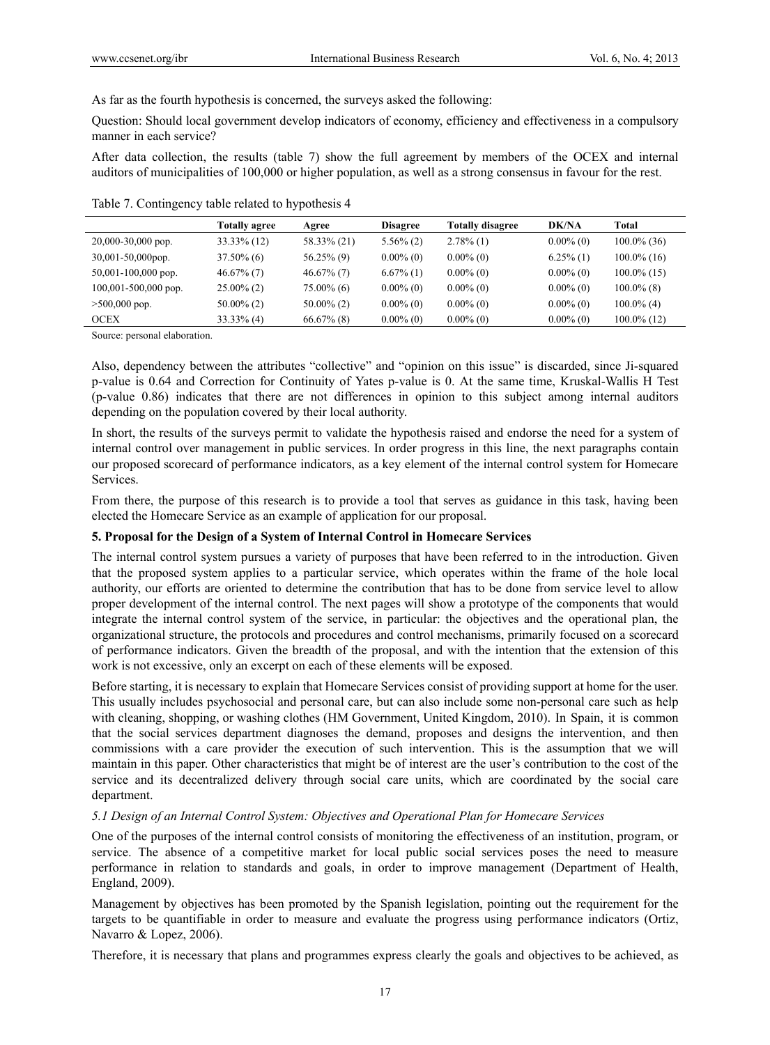As far as the fourth hypothesis is concerned, the surveys asked the following:

Question: Should local government develop indicators of economy, efficiency and effectiveness in a compulsory manner in each service?

After data collection, the results (table 7) show the full agreement by members of the OCEX and internal auditors of municipalities of 100,000 or higher population, as well as a strong consensus in favour for the rest.

Table 7. Contingency table related to hypothesis 4

| | Totally agree | Agree | Disagree | Totally disagree | DK/NA | Total |
|---|---|---|---|---|---|---|
| 20,000-30,000 pop. | 33.33% (12) | 58.33% (21) | 5.56% (2) | 2.78% (1) | 0.00% (0) | 100.0% (36) |
| 30,001-50,000pop. | 37.50% (6) | 56.25% (9) | 0.00% (0) | 0.00% (0) | 6.25% (1) | 100.0% (16) |
| 50,001-100,000 pop. | 46.67% (7) | 46.67% (7) | 6.67% (1) | 0.00% (0) | 0.00% (0) | 100.0% (15) |
| 100,001-500,000 pop. | 25.00% (2) | 75.00% (6) | 0.00% (0) | 0.00% (0) | 0.00% (0) | 100.0% (8) |
| >500,000 pop. | 50.00% (2) | 50.00% (2) | 0.00% (0) | 0.00% (0) | 0.00% (0) | 100.0% (4) |
| OCEX | 33.33% (4) | 66.67% (8) | 0.00% (0) | 0.00% (0) | 0.00% (0) | 100.0% (12) |

Source: personal elaboration.

Also, dependency between the attributes "collective" and "opinion on this issue" is discarded, since Ji-squared p-value is 0.64 and Correction for Continuity of Yates p-value is 0. At the same time, Kruskal-Wallis H Test (p-value 0.86) indicates that there are not differences in opinion to this subject among internal auditors depending on the population covered by their local authority.

In short, the results of the surveys permit to validate the hypothesis raised and endorse the need for a system of internal control over management in public services. In order progress in this line, the next paragraphs contain our proposed scorecard of performance indicators, as a key element of the internal control system for Homecare Services.

From there, the purpose of this research is to provide a tool that serves as guidance in this task, having been elected the Homecare Service as an example of application for our proposal.

## 5. Proposal for the Design of a System of Internal Control in Homecare Services

The internal control system pursues a variety of purposes that have been referred to in the introduction. Given that the proposed system applies to a particular service, which operates within the frame of the hole local authority, our efforts are oriented to determine the contribution that has to be done from service level to allow proper development of the internal control. The next pages will show a prototype of the components that would integrate the internal control system of the service, in particular: the objectives and the operational plan, the organizational structure, the protocols and procedures and control mechanisms, primarily focused on a scorecard of performance indicators. Given the breadth of the proposal, and with the intention that the extension of this work is not excessive, only an excerpt on each of these elements will be exposed.

Before starting, it is necessary to explain that Homecare Services consist of providing support at home for the user. This usually includes psychosocial and personal care, but can also include some non-personal care such as help with cleaning, shopping, or washing clothes (HM Government, United Kingdom, 2010). In Spain, it is common that the social services department diagnoses the demand, proposes and designs the intervention, and then commissions with a care provider the execution of such intervention. This is the assumption that we will maintain in this paper. Other characteristics that might be of interest are the user's contribution to the cost of the service and its decentralized delivery through social care units, which are coordinated by the social care department.

### *5.1 Design of an Internal Control System: Objectives and Operational Plan for Homecare Services*

One of the purposes of the internal control consists of monitoring the effectiveness of an institution, program, or service. The absence of a competitive market for local public social services poses the need to measure performance in relation to standards and goals, in order to improve management (Department of Health, England, 2009).

Management by objectives has been promoted by the Spanish legislation, pointing out the requirement for the targets to be quantifiable in order to measure and evaluate the progress using performance indicators (Ortiz, Navarro & Lopez, 2006).

Therefore, it is necessary that plans and programmes express clearly the goals and objectives to be achieved, as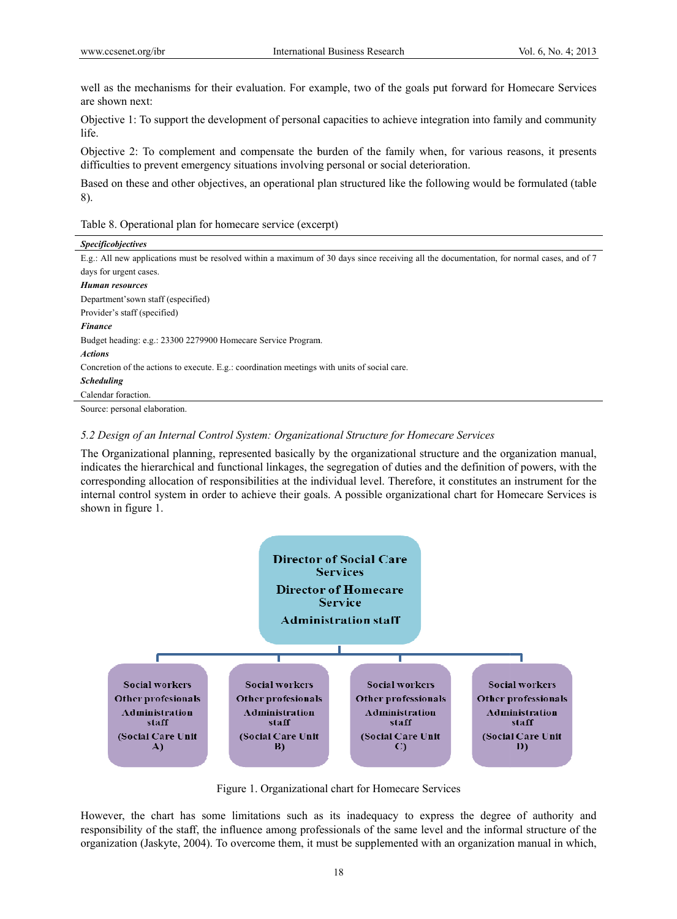well as the mechanisms for their evaluation. For example, two of the goals put forward for Homecare Services are shown next:

Objective 1: To support the development of personal capacities to achieve integration into family and community life.

Objective 2: To complement and compensate the burden of the family when, for various reasons, it presents difficulties to prevent emergency situations involving personal or social deterioration.

Based on these and other objectives, an operational plan structured like the following would be formulated (table 8).

Table 8. Operational plan for homecare service (excerpt)

| ***Specificobjectives*** |
|---|
| E.g.: All new applications must be resolved within a maximum of 30 days since receiving all the documentation, for normal cases, and of 7 days for urgent cases. |
| ***Human resources*** |
| Department'sown staff (especified) |
| Provider's staff (specified) |
| ***Finance*** |
| Budget heading: e.g.: 23300 2279900 Homecare Service Program. |
| ***Actions*** |
| Concretion of the actions to execute. E.g.: coordination meetings with units of social care. |
| ***Scheduling*** |
| Calendar foraction. |

Source: personal elaboration.

### *5.2 Design of an Internal Control System: Organizational Structure for Homecare Services*

The Organizational planning, represented basically by the organizational structure and the organization manual, indicates the hierarchical and functional linkages, the segregation of duties and the definition of powers, with the corresponding allocation of responsibilities at the individual level. Therefore, it constitutes an instrument for the internal control system in order to achieve their goals. A possible organizational chart for Homecare Services is shown in figure 1.

Director of Social Care Services
Director of Homecare Service
Administration staff

Social workers
Other profesionals
Administration staff
(Social Care Unit A)

Social workers
Other profesionals
Administration staff
(Social Care Unit B)

Social workers
Other professionals
Administration staff
(Social Care Unit C)

Social workers
Other professionals
Administration staff
(Social Care Unit D)

Figure 1. Organizational chart for Homecare Services

However, the chart has some limitations such as its inadequacy to express the degree of authority and responsibility of the staff, the influence among professionals of the same level and the informal structure of the organization (Jaskyte, 2004). To overcome them, it must be supplemented with an organization manual in which,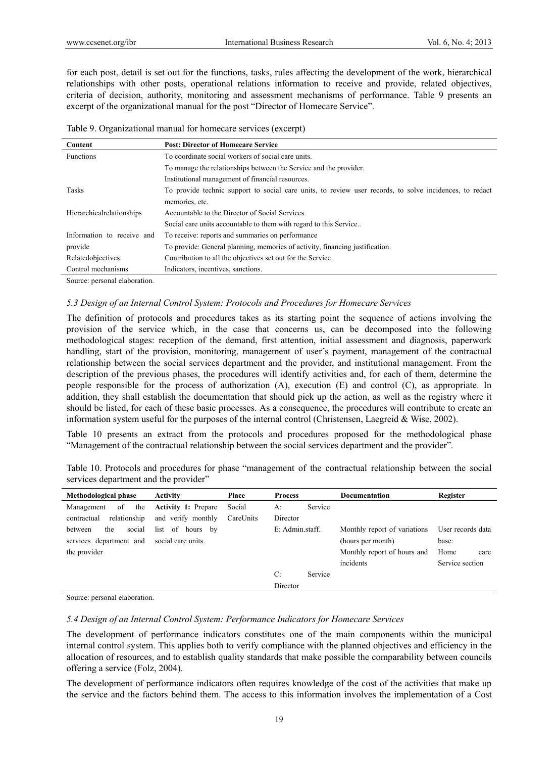for each post, detail is set out for the functions, tasks, rules affecting the development of the work, hierarchical relationships with other posts, operational relations information to receive and provide, related objectives, criteria of decision, authority, monitoring and assessment mechanisms of performance. Table 9 presents an excerpt of the organizational manual for the post "Director of Homecare Service".

Table 9. Organizational manual for homecare services (excerpt)

| Content | Post: Director of Homecare Service |
|---|---|
| Functions | To coordinate social workers of social care units. |
| | To manage the relationships between the Service and the provider. |
| | Institutional management of financial resources. |
| Tasks | To provide technic support to social care units, to review user records, to solve incidences, to redact memories, etc. |
| Hierarchicalrelationships | Accountable to the Director of Social Services. |
| | Social care units accountable to them with regard to this Service.. |
| Information to receive and provide | To receive: reports and summaries on performance |
| | To provide: General planning, memories of activity, financing justification. |
| Relatedobjectives | Contribution to all the objectives set out for the Service. |
| Control mechanisms | Indicators, incentives, sanctions. |

Source: personal elaboration.

### *5.3 Design of an Internal Control System: Protocols and Procedures for Homecare Services*

The definition of protocols and procedures takes as its starting point the sequence of actions involving the provision of the service which, in the case that concerns us, can be decomposed into the following methodological stages: reception of the demand, first attention, initial assessment and diagnosis, paperwork handling, start of the provision, monitoring, management of user's payment, management of the contractual relationship between the social services department and the provider, and institutional management. From the description of the previous phases, the procedures will identify activities and, for each of them, determine the people responsible for the process of authorization (A), execution (E) and control (C), as appropriate. In addition, they shall establish the documentation that should pick up the action, as well as the registry where it should be listed, for each of these basic processes. As a consequence, the procedures will contribute to create an information system useful for the purposes of the internal control (Christensen, Laegreid & Wise, 2002).

Table 10 presents an extract from the protocols and procedures proposed for the methodological phase "Management of the contractual relationship between the social services department and the provider".

Table 10. Protocols and procedures for phase "management of the contractual relationship between the social services department and the provider"

| Methodological phase | Activity | Place | Process | Documentation | Register |
|---|---|---|---|---|---|
| Management of the contractual relationship between the social services department and the provider | **Activity 1:** Prepare and verify monthly list of hours by social care units. | Social CareUnits | A: Service Director | | |
| | | | E: Admin.staff. | Monthly report of variations (hours per month) | User records data base: |
| | | | | Monthly report of hours and incidents | Home care Service section |
| | | | C: Service Director | | |

Source: personal elaboration.

### *5.4 Design of an Internal Control System: Performance Indicators for Homecare Services*

The development of performance indicators constitutes one of the main components within the municipal internal control system. This applies both to verify compliance with the planned objectives and efficiency in the allocation of resources, and to establish quality standards that make possible the comparability between councils offering a service (Folz, 2004).

The development of performance indicators often requires knowledge of the cost of the activities that make up the service and the factors behind them. The access to this information involves the implementation of a Cost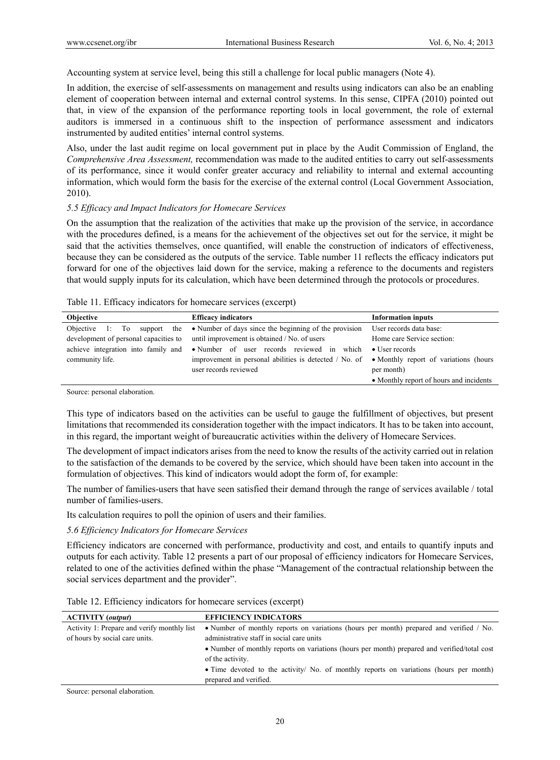Accounting system at service level, being this still a challenge for local public managers (Note 4).

In addition, the exercise of self-assessments on management and results using indicators can also be an enabling element of cooperation between internal and external control systems. In this sense, CIPFA (2010) pointed out that, in view of the expansion of the performance reporting tools in local government, the role of external auditors is immersed in a continuous shift to the inspection of performance assessment and indicators instrumented by audited entities' internal control systems.

Also, under the last audit regime on local government put in place by the Audit Commission of England, the *Comprehensive Area Assessment,* recommendation was made to the audited entities to carry out self-assessments of its performance, since it would confer greater accuracy and reliability to internal and external accounting information, which would form the basis for the exercise of the external control (Local Government Association, 2010).

### *5.5 Efficacy and Impact Indicators for Homecare Services*

On the assumption that the realization of the activities that make up the provision of the service, in accordance with the procedures defined, is a means for the achievement of the objectives set out for the service, it might be said that the activities themselves, once quantified, will enable the construction of indicators of effectiveness, because they can be considered as the outputs of the service. Table number 11 reflects the efficacy indicators put forward for one of the objectives laid down for the service, making a reference to the documents and registers that would supply inputs for its calculation, which have been determined through the protocols or procedures.

Table 11. Efficacy indicators for homecare services (excerpt)

| **Objective** | **Efficacy indicators** | **Information inputs** |
|---|---|---|
| Objective 1: To support the development of personal capacities to achieve integration into family and community life. | • Number of days since the beginning of the provision until improvement is obtained / No. of users<br>• Number of user records reviewed in which improvement in personal abilities is detected / No. of user records reviewed | User records data base:<br>Home care Service section:<br>• User records<br>• Monthly report of variations (hours per month)<br>• Monthly report of hours and incidents |

Source: personal elaboration.

This type of indicators based on the activities can be useful to gauge the fulfillment of objectives, but present limitations that recommended its consideration together with the impact indicators. It has to be taken into account, in this regard, the important weight of bureaucratic activities within the delivery of Homecare Services.

The development of impact indicators arises from the need to know the results of the activity carried out in relation to the satisfaction of the demands to be covered by the service, which should have been taken into account in the formulation of objectives. This kind of indicators would adopt the form of, for example:

The number of families-users that have seen satisfied their demand through the range of services available / total number of families-users.

Its calculation requires to poll the opinion of users and their families.

### *5.6 Efficiency Indicators for Homecare Services*

Efficiency indicators are concerned with performance, productivity and cost, and entails to quantify inputs and outputs for each activity. Table 12 presents a part of our proposal of efficiency indicators for Homecare Services, related to one of the activities defined within the phase "Management of the contractual relationship between the social services department and the provider".

Table 12. Efficiency indicators for homecare services (excerpt)

| **ACTIVITY (*output*)** | **EFFICIENCY INDICATORS** |
|---|---|
| Activity 1: Prepare and verify monthly list of hours by social care units. | • Number of monthly reports on variations (hours per month) prepared and verified / No. administrative staff in social care units<br>• Number of monthly reports on variations (hours per month) prepared and verified/total cost of the activity.<br>• Time devoted to the activity/ No. of monthly reports on variations (hours per month) prepared and verified. |

Source: personal elaboration.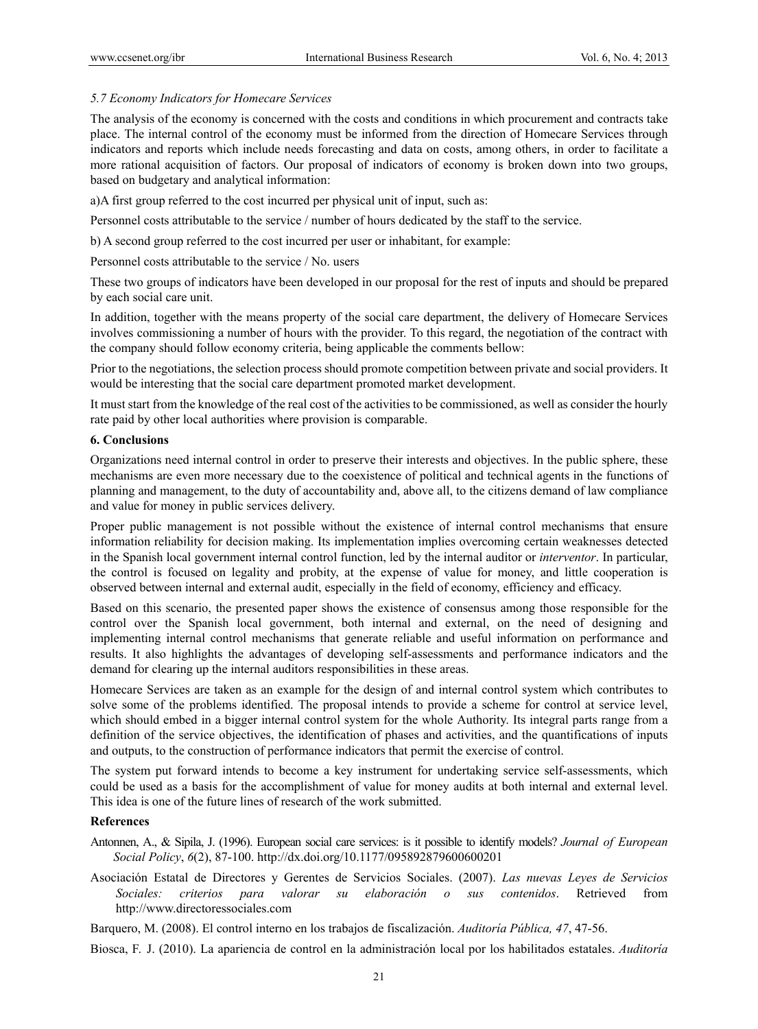### *5.7 Economy Indicators for Homecare Services*

The analysis of the economy is concerned with the costs and conditions in which procurement and contracts take place. The internal control of the economy must be informed from the direction of Homecare Services through indicators and reports which include needs forecasting and data on costs, among others, in order to facilitate a more rational acquisition of factors. Our proposal of indicators of economy is broken down into two groups, based on budgetary and analytical information:

a)A first group referred to the cost incurred per physical unit of input, such as:

Personnel costs attributable to the service / number of hours dedicated by the staff to the service.

b) A second group referred to the cost incurred per user or inhabitant, for example:

Personnel costs attributable to the service / No. users

These two groups of indicators have been developed in our proposal for the rest of inputs and should be prepared by each social care unit.

In addition, together with the means property of the social care department, the delivery of Homecare Services involves commissioning a number of hours with the provider. To this regard, the negotiation of the contract with the company should follow economy criteria, being applicable the comments bellow:

Prior to the negotiations, the selection process should promote competition between private and social providers. It would be interesting that the social care department promoted market development.

It must start from the knowledge of the real cost of the activities to be commissioned, as well as consider the hourly rate paid by other local authorities where provision is comparable.

## 6. Conclusions

Organizations need internal control in order to preserve their interests and objectives. In the public sphere, these mechanisms are even more necessary due to the coexistence of political and technical agents in the functions of planning and management, to the duty of accountability and, above all, to the citizens demand of law compliance and value for money in public services delivery.

Proper public management is not possible without the existence of internal control mechanisms that ensure information reliability for decision making. Its implementation implies overcoming certain weaknesses detected in the Spanish local government internal control function, led by the internal auditor or *interventor*. In particular, the control is focused on legality and probity, at the expense of value for money, and little cooperation is observed between internal and external audit, especially in the field of economy, efficiency and efficacy.

Based on this scenario, the presented paper shows the existence of consensus among those responsible for the control over the Spanish local government, both internal and external, on the need of designing and implementing internal control mechanisms that generate reliable and useful information on performance and results. It also highlights the advantages of developing self-assessments and performance indicators and the demand for clearing up the internal auditors responsibilities in these areas.

Homecare Services are taken as an example for the design of and internal control system which contributes to solve some of the problems identified. The proposal intends to provide a scheme for control at service level, which should embed in a bigger internal control system for the whole Authority. Its integral parts range from a definition of the service objectives, the identification of phases and activities, and the quantifications of inputs and outputs, to the construction of performance indicators that permit the exercise of control.

The system put forward intends to become a key instrument for undertaking service self-assessments, which could be used as a basis for the accomplishment of value for money audits at both internal and external level. This idea is one of the future lines of research of the work submitted.

## References

Antonnen, A., & Sipila, J. (1996). European social care services: is it possible to identify models? *Journal of European Social Policy*, *6*(2), 87-100. http://dx.doi.org/10.1177/095892879600600201

Asociación Estatal de Directores y Gerentes de Servicios Sociales. (2007). *Las nuevas Leyes de Servicios Sociales: criterios para valorar su elaboración o sus contenidos*. Retrieved from http://www.directoressociales.com

Barquero, M. (2008). El control interno en los trabajos de fiscalización. *Auditoría Pública, 47*, 47-56.

Biosca, F. J. (2010). La apariencia de control en la administración local por los habilitados estatales. *Auditoría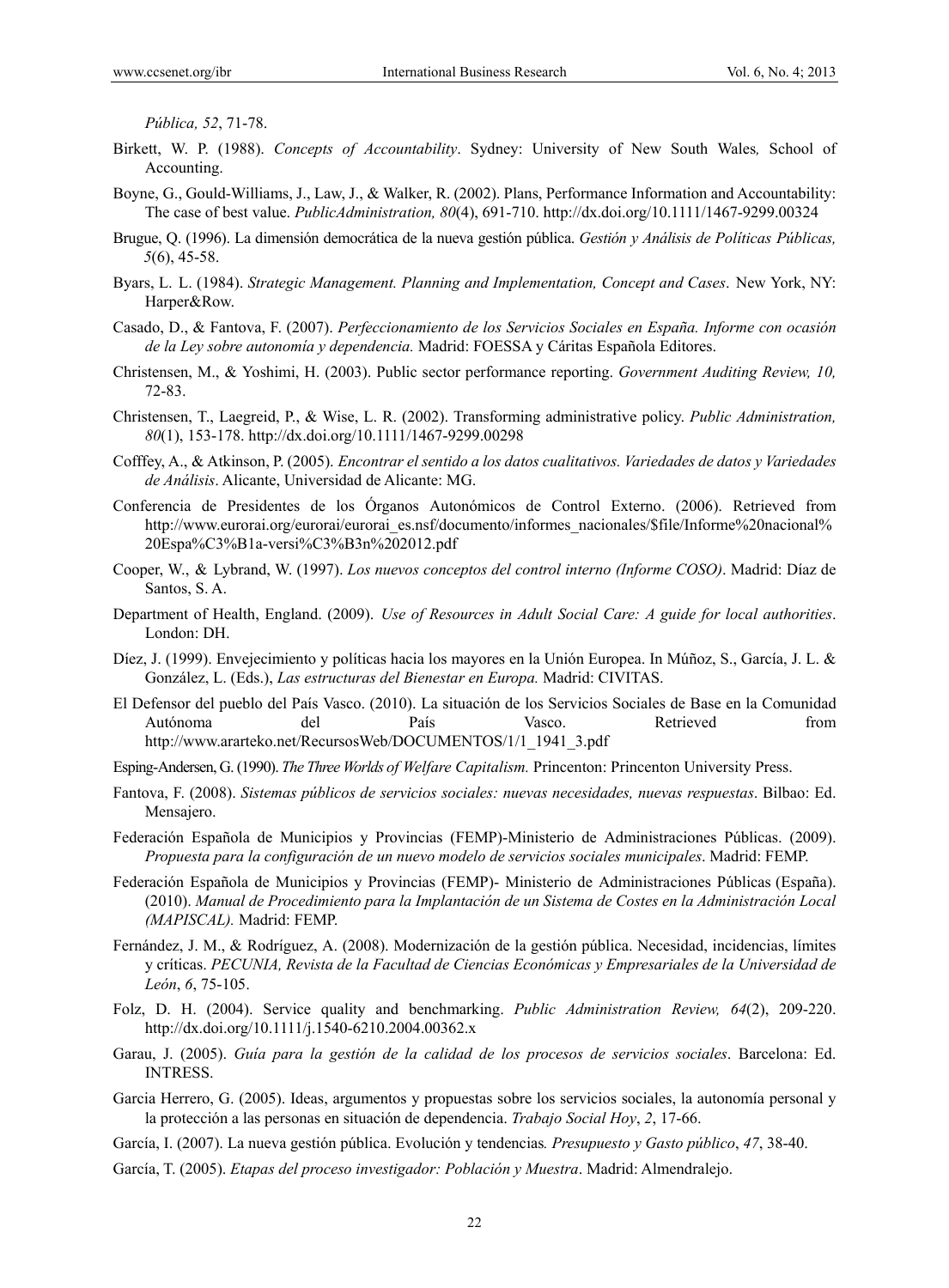*Pública, 52*, 71-78.

Birkett, W. P. (1988). *Concepts of Accountability*. Sydney: University of New South Wales*,* School of Accounting.

Boyne, G., Gould-Williams, J., Law, J., & Walker, R. (2002). Plans, Performance Information and Accountability: The case of best value. *PublicAdministration, 80*(4), 691-710. http://dx.doi.org/10.1111/1467-9299.00324

Brugue, Q. (1996). La dimensión democrática de la nueva gestión pública. *Gestión y Análisis de Políticas Públicas, 5*(6), 45-58.

Byars, L. L. (1984). *Strategic Management. Planning and Implementation, Concept and Cases*. New York, NY: Harper&Row.

Casado, D., & Fantova, F. (2007). *Perfeccionamiento de los Servicios Sociales en España. Informe con ocasión de la Ley sobre autonomía y dependencia.* Madrid: FOESSA y Cáritas Española Editores.

Christensen, M., & Yoshimi, H. (2003). Public sector performance reporting. *Government Auditing Review, 10,* 72-83.

Christensen, T., Laegreid, P., & Wise, L. R. (2002). Transforming administrative policy. *Public Administration, 80*(1), 153-178. http://dx.doi.org/10.1111/1467-9299.00298

Cofffey, A., & Atkinson, P. (2005). *Encontrar el sentido a los datos cualitativos. Variedades de datos y Variedades de Análisis*. Alicante, Universidad de Alicante: MG.

Conferencia de Presidentes de los Órganos Autonómicos de Control Externo. (2006). Retrieved from http://www.eurorai.org/eurorai/eurorai_es.nsf/documento/informes_nacionales/$file/Informe%20nacional%20Espa%C3%B1a-versi%C3%B3n%202012.pdf

Cooper, W., & Lybrand, W. (1997). *Los nuevos conceptos del control interno (Informe COSO)*. Madrid: Díaz de Santos, S. A.

Department of Health, England. (2009). *Use of Resources in Adult Social Care: A guide for local authorities*. London: DH.

Díez, J. (1999). Envejecimiento y políticas hacia los mayores en la Unión Europea. In Múñoz, S., García, J. L. & González, L. (Eds.), *Las estructuras del Bienestar en Europa.* Madrid: CIVITAS.

El Defensor del pueblo del País Vasco. (2010). La situación de los Servicios Sociales de Base en la Comunidad Autónoma del País Vasco. Retrieved from http://www.ararteko.net/RecursosWeb/DOCUMENTOS/1/1_1941_3.pdf

Esping-Andersen, G. (1990). *The Three Worlds of Welfare Capitalism.* Princenton: Princenton University Press.

Fantova, F. (2008). *Sistemas públicos de servicios sociales: nuevas necesidades, nuevas respuestas*. Bilbao: Ed. Mensajero.

Federación Española de Municipios y Provincias (FEMP)-Ministerio de Administraciones Públicas. (2009). *Propuesta para la configuración de un nuevo modelo de servicios sociales municipales*. Madrid: FEMP.

Federación Española de Municipios y Provincias (FEMP)- Ministerio de Administraciones Públicas (España). (2010). *Manual de Procedimiento para la Implantación de un Sistema de Costes en la Administración Local (MAPISCAL).* Madrid: FEMP.

Fernández, J. M., & Rodríguez, A. (2008). Modernización de la gestión pública. Necesidad, incidencias, límites y críticas. *PECUNIA, Revista de la Facultad de Ciencias Económicas y Empresariales de la Universidad de León*, *6*, 75-105.

Folz, D. H. (2004). Service quality and benchmarking. *Public Administration Review, 64*(2), 209-220. http://dx.doi.org/10.1111/j.1540-6210.2004.00362.x

Garau, J. (2005). *Guía para la gestión de la calidad de los procesos de servicios sociales*. Barcelona: Ed. INTRESS.

Garcia Herrero, G. (2005). Ideas, argumentos y propuestas sobre los servicios sociales, la autonomía personal y la protección a las personas en situación de dependencia. *Trabajo Social Hoy*, *2*, 17-66.

García, I. (2007). La nueva gestión pública. Evolución y tendencias*. Presupuesto y Gasto público*, *47*, 38-40.

García, T. (2005). *Etapas del proceso investigador: Población y Muestra*. Madrid: Almendralejo.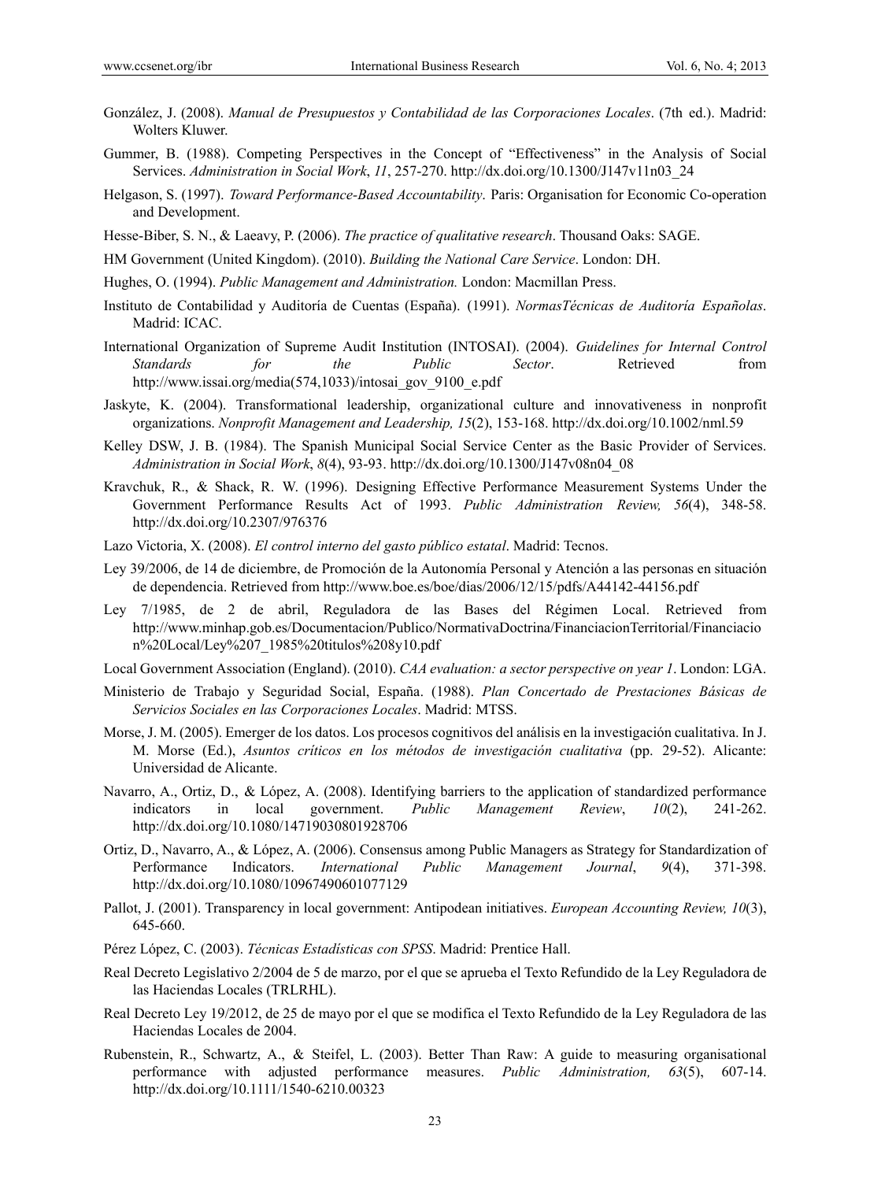González, J. (2008). *Manual de Presupuestos y Contabilidad de las Corporaciones Locales*. (7th ed.). Madrid: Wolters Kluwer.

Gummer, B. (1988). Competing Perspectives in the Concept of "Effectiveness" in the Analysis of Social Services. *Administration in Social Work*, *11*, 257-270. http://dx.doi.org/10.1300/J147v11n03_24

Helgason, S. (1997). *Toward Performance-Based Accountability*. Paris: Organisation for Economic Co-operation and Development.

Hesse-Biber, S. N., & Laeavy, P. (2006). *The practice of qualitative research*. Thousand Oaks: SAGE.

HM Government (United Kingdom). (2010). *Building the National Care Service*. London: DH.

Hughes, O. (1994). *Public Management and Administration.* London: Macmillan Press.

Instituto de Contabilidad y Auditoría de Cuentas (España). (1991). *NormasTécnicas de Auditoría Españolas*. Madrid: ICAC.

International Organization of Supreme Audit Institution (INTOSAI). (2004). *Guidelines for Internal Control Standards for the Public Sector*. Retrieved from http://www.issai.org/media(574,1033)/intosai_gov_9100_e.pdf

Jaskyte, K. (2004). Transformational leadership, organizational culture and innovativeness in nonprofit organizations. *Nonprofit Management and Leadership, 15*(2), 153-168. http://dx.doi.org/10.1002/nml.59

Kelley DSW, J. B. (1984). The Spanish Municipal Social Service Center as the Basic Provider of Services. *Administration in Social Work*, *8*(4), 93-93. http://dx.doi.org/10.1300/J147v08n04_08

Kravchuk, R., & Shack, R. W. (1996). Designing Effective Performance Measurement Systems Under the Government Performance Results Act of 1993. *Public Administration Review, 56*(4), 348-58. http://dx.doi.org/10.2307/976376

Lazo Victoria, X. (2008). *El control interno del gasto público estatal*. Madrid: Tecnos.

Ley 39/2006, de 14 de diciembre, de Promoción de la Autonomía Personal y Atención a las personas en situación de dependencia. Retrieved from http://www.boe.es/boe/dias/2006/12/15/pdfs/A44142-44156.pdf

Ley 7/1985, de 2 de abril, Reguladora de las Bases del Régimen Local. Retrieved from http://www.minhap.gob.es/Documentacion/Publico/NormativaDoctrina/FinanciacionTerritorial/Financiacion%20Local/Ley%207_1985%20titulos%208y10.pdf

Local Government Association (England). (2010). *CAA evaluation: a sector perspective on year 1*. London: LGA.

Ministerio de Trabajo y Seguridad Social, España. (1988). *Plan Concertado de Prestaciones Básicas de Servicios Sociales en las Corporaciones Locales*. Madrid: MTSS.

Morse, J. M. (2005). Emerger de los datos. Los procesos cognitivos del análisis en la investigación cualitativa. In J. M. Morse (Ed.), *Asuntos críticos en los métodos de investigación cualitativa* (pp. 29-52). Alicante: Universidad de Alicante.

Navarro, A., Ortiz, D., & López, A. (2008). Identifying barriers to the application of standardized performance indicators in local government. *Public Management Review*, *10*(2), 241-262. http://dx.doi.org/10.1080/14719030801928706

Ortiz, D., Navarro, A., & López, A. (2006). Consensus among Public Managers as Strategy for Standardization of Performance Indicators. *International Public Management Journal*, *9*(4), 371-398. http://dx.doi.org/10.1080/10967490601077129

Pallot, J. (2001). Transparency in local government: Antipodean initiatives. *European Accounting Review, 10*(3), 645-660.

Pérez López, C. (2003). *Técnicas Estadísticas con SPSS*. Madrid: Prentice Hall.

Real Decreto Legislativo 2/2004 de 5 de marzo, por el que se aprueba el Texto Refundido de la Ley Reguladora de las Haciendas Locales (TRLRHL).

Real Decreto Ley 19/2012, de 25 de mayo por el que se modifica el Texto Refundido de la Ley Reguladora de las Haciendas Locales de 2004.

Rubenstein, R., Schwartz, A., & Steifel, L. (2003). Better Than Raw: A guide to measuring organisational performance with adjusted performance measures. *Public Administration, 63*(5), 607-14. http://dx.doi.org/10.1111/1540-6210.00323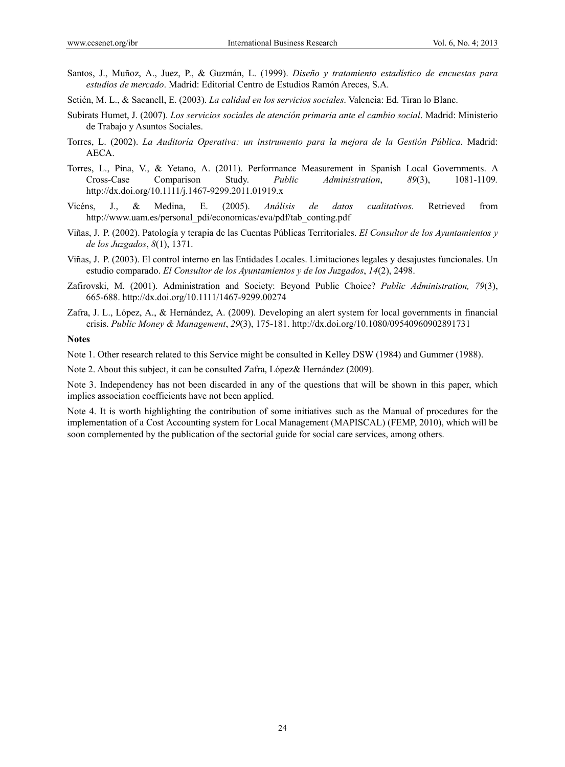Santos, J., Muñoz, A., Juez, P., & Guzmán, L. (1999). *Diseño y tratamiento estadístico de encuestas para estudios de mercado*. Madrid: Editorial Centro de Estudios Ramón Areces, S.A.

Setién, M. L., & Sacanell, E. (2003). *La calidad en los servicios sociales*. Valencia: Ed. Tiran lo Blanc.

Subirats Humet, J. (2007). *Los servicios sociales de atención primaria ante el cambio social*. Madrid: Ministerio de Trabajo y Asuntos Sociales.

Torres, L. (2002). *La Auditoría Operativa: un instrumento para la mejora de la Gestión Pública*. Madrid: AECA.

Torres, L., Pina, V., & Yetano, A. (2011). Performance Measurement in Spanish Local Governments. A Cross-Case Comparison Study. *Public Administration*, *89*(3), 1081-1109. http://dx.doi.org/10.1111/j.1467-9299.2011.01919.x

Vicéns, J., & Medina, E. (2005). *Análisis de datos cualitativos*. Retrieved from http://www.uam.es/personal_pdi/economicas/eva/pdf/tab_conting.pdf

Viñas, J. P. (2002). Patología y terapia de las Cuentas Públicas Territoriales. *El Consultor de los Ayuntamientos y de los Juzgados*, *8*(1), 1371.

Viñas, J. P. (2003). El control interno en las Entidades Locales. Limitaciones legales y desajustes funcionales. Un estudio comparado. *El Consultor de los Ayuntamientos y de los Juzgados*, *14*(2), 2498.

Zafirovski, M. (2001). Administration and Society: Beyond Public Choice? *Public Administration, 79*(3), 665-688. http://dx.doi.org/10.1111/1467-9299.00274

Zafra, J. L., López, A., & Hernández, A. (2009). Developing an alert system for local governments in financial crisis. *Public Money & Management*, *29*(3), 175-181. http://dx.doi.org/10.1080/09540960902891731

**Notes**

Note 1. Other research related to this Service might be consulted in Kelley DSW (1984) and Gummer (1988).

Note 2. About this subject, it can be consulted Zafra, López& Hernández (2009).

Note 3. Independency has not been discarded in any of the questions that will be shown in this paper, which implies association coefficients have not been applied.

Note 4. It is worth highlighting the contribution of some initiatives such as the Manual of procedures for the implementation of a Cost Accounting system for Local Management (MAPISCAL) (FEMP, 2010), which will be soon complemented by the publication of the sectorial guide for social care services, among others.